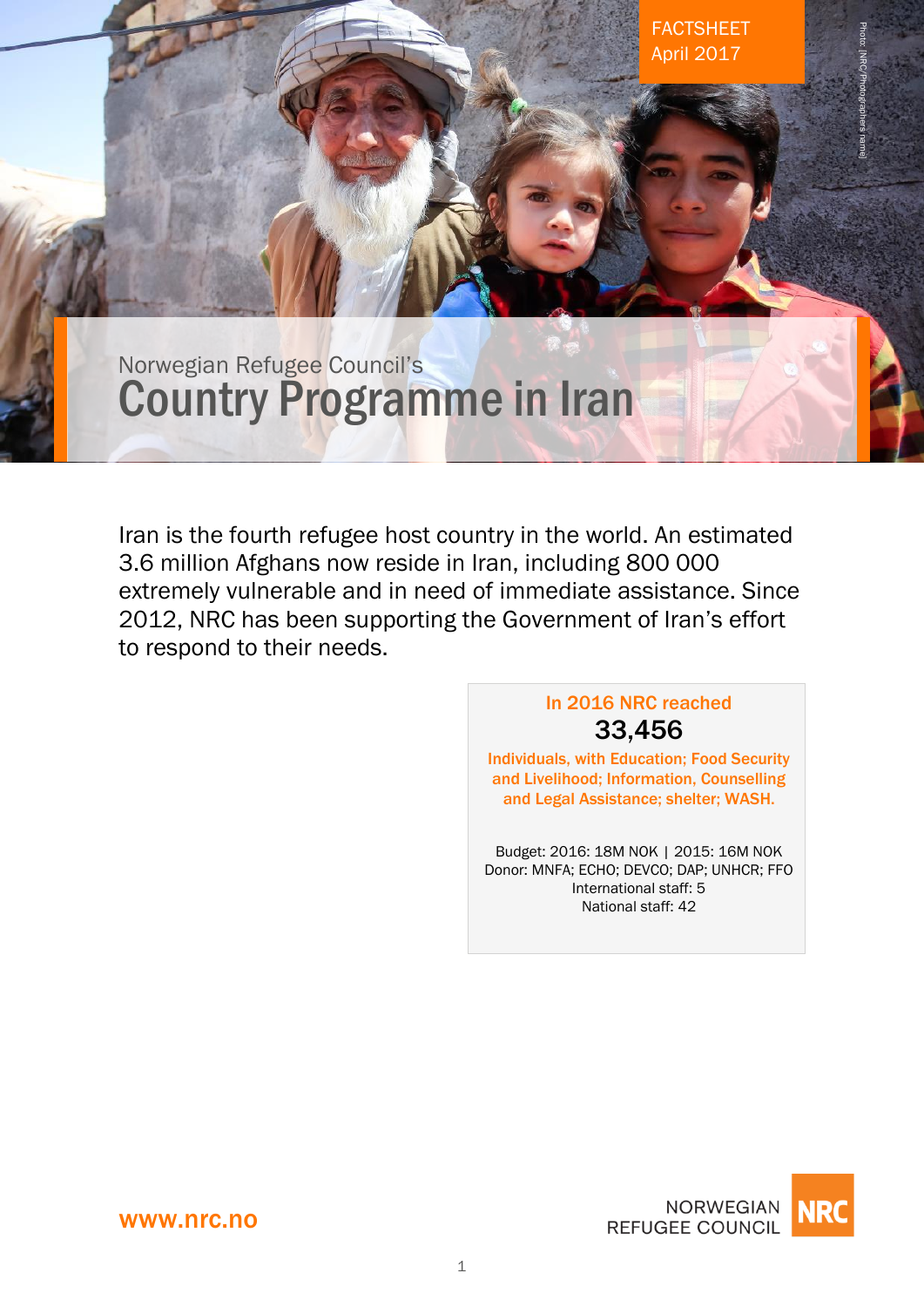FACTSHEET
April 2017

Photo: [NRC/Photographers name]

Norwegian Refugee Council's

# Country Programme in Iran

Iran is the fourth refugee host country in the world. An estimated 3.6 million Afghans now reside in Iran, including 800 000 extremely vulnerable and in need of immediate assistance. Since 2012, NRC has been supporting the Government of Iran's effort to respond to their needs.

**In 2016 NRC reached**

**33,456**

**Individuals, with Education; Food Security and Livelihood; Information, Counselling and Legal Assistance; shelter; WASH.**

Budget: 2016: 18M NOK | 2015: 16M NOK
Donor: MNFA; ECHO; DEVCO; DAP; UNHCR; FFO
International staff: 5
National staff: 42

www.nrc.no

NORWEGIAN REFUGEE COUNCIL NRC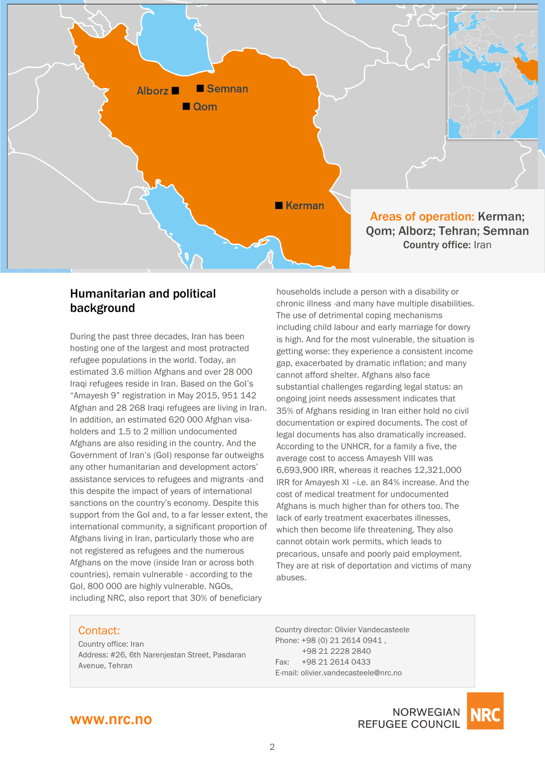Areas of operation: Kerman; Qom; Alborz; Tehran; Semnan
**Country office:** Iran

## Humanitarian and political background

During the past three decades, Iran has been hosting one of the largest and most protracted refugee populations in the world. Today, an estimated 3.6 million Afghans and over 28 000 Iraqi refugees reside in Iran. Based on the GoI's "Amayesh 9" registration in May 2015, 951 142 Afghan and 28 268 Iraqi refugees are living in Iran. In addition, an estimated 620 000 Afghan visa-holders and 1.5 to 2 million undocumented Afghans are also residing in the country. And the Government of Iran's (GoI) response far outweighs any other humanitarian and development actors' assistance services to refugees and migrants -and this despite the impact of years of international sanctions on the country's economy. Despite this support from the GoI and, to a far lesser extent, the international community, a significant proportion of Afghans living in Iran, particularly those who are not registered as refugees and the numerous Afghans on the move (inside Iran or across both countries), remain vulnerable - according to the GoI, 800 000 are highly vulnerable. NGOs, including NRC, also report that 30% of beneficiary households include a person with a disability or chronic illness -and many have multiple disabilities. The use of detrimental coping mechanisms including child labour and early marriage for dowry is high. And for the most vulnerable, the situation is getting worse: they experience a consistent income gap, exacerbated by dramatic inflation; and many cannot afford shelter. Afghans also face substantial challenges regarding legal status: an ongoing joint needs assessment indicates that 35% of Afghans residing in Iran either hold no civil documentation or expired documents. The cost of legal documents has also dramatically increased. According to the UNHCR, for a family a five, the average cost to access Amayesh VIII was 6,693,900 IRR, whereas it reaches 12,321,000 IRR for Amayesh XI –i.e. an 84% increase. And the cost of medical treatment for undocumented Afghans is much higher than for others too. The lack of early treatment exacerbates illnesses, which then become life threatening. They also cannot obtain work permits, which leads to precarious, unsafe and poorly paid employment. They are at risk of deportation and victims of many abuses.

## Contact:

Country office: Iran
Address: #26, 6th Narenjestan Street, Pasdaran Avenue, Tehran

Country director: Olivier Vandecasteele
Phone: +98 (0) 21 2614 0941 ,
+98 21 2228 2840
Fax: +98 21 2614 0433
E-mail: olivier.vandecasteele@nrc.no

www.nrc.no

NORWEGIAN REFUGEE COUNCIL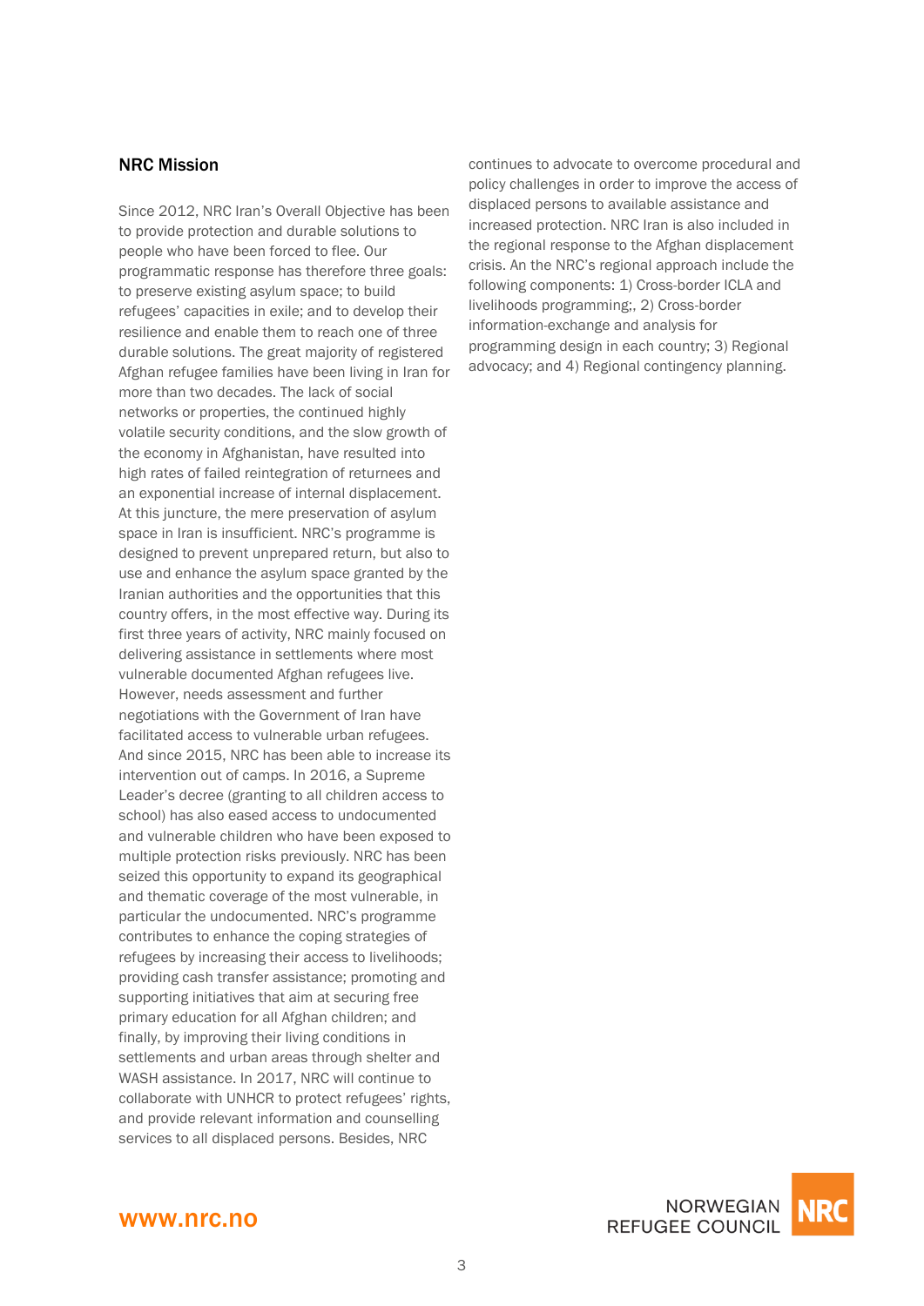## NRC Mission

Since 2012, NRC Iran's Overall Objective has been to provide protection and durable solutions to people who have been forced to flee. Our programmatic response has therefore three goals: to preserve existing asylum space; to build refugees' capacities in exile; and to develop their resilience and enable them to reach one of three durable solutions. The great majority of registered Afghan refugee families have been living in Iran for more than two decades. The lack of social networks or properties, the continued highly volatile security conditions, and the slow growth of the economy in Afghanistan, have resulted into high rates of failed reintegration of returnees and an exponential increase of internal displacement. At this juncture, the mere preservation of asylum space in Iran is insufficient. NRC's programme is designed to prevent unprepared return, but also to use and enhance the asylum space granted by the Iranian authorities and the opportunities that this country offers, in the most effective way. During its first three years of activity, NRC mainly focused on delivering assistance in settlements where most vulnerable documented Afghan refugees live. However, needs assessment and further negotiations with the Government of Iran have facilitated access to vulnerable urban refugees. And since 2015, NRC has been able to increase its intervention out of camps. In 2016, a Supreme Leader's decree (granting to all children access to school) has also eased access to undocumented and vulnerable children who have been exposed to multiple protection risks previously. NRC has been seized this opportunity to expand its geographical and thematic coverage of the most vulnerable, in particular the undocumented. NRC's programme contributes to enhance the coping strategies of refugees by increasing their access to livelihoods; providing cash transfer assistance; promoting and supporting initiatives that aim at securing free primary education for all Afghan children; and finally, by improving their living conditions in settlements and urban areas through shelter and WASH assistance. In 2017, NRC will continue to collaborate with UNHCR to protect refugees' rights, and provide relevant information and counselling services to all displaced persons. Besides, NRC continues to advocate to overcome procedural and policy challenges in order to improve the access of displaced persons to available assistance and increased protection. NRC Iran is also included in the regional response to the Afghan displacement crisis. An the NRC's regional approach include the following components: 1) Cross-border ICLA and livelihoods programming;, 2) Cross-border information-exchange and analysis for programming design in each country; 3) Regional advocacy; and 4) Regional contingency planning.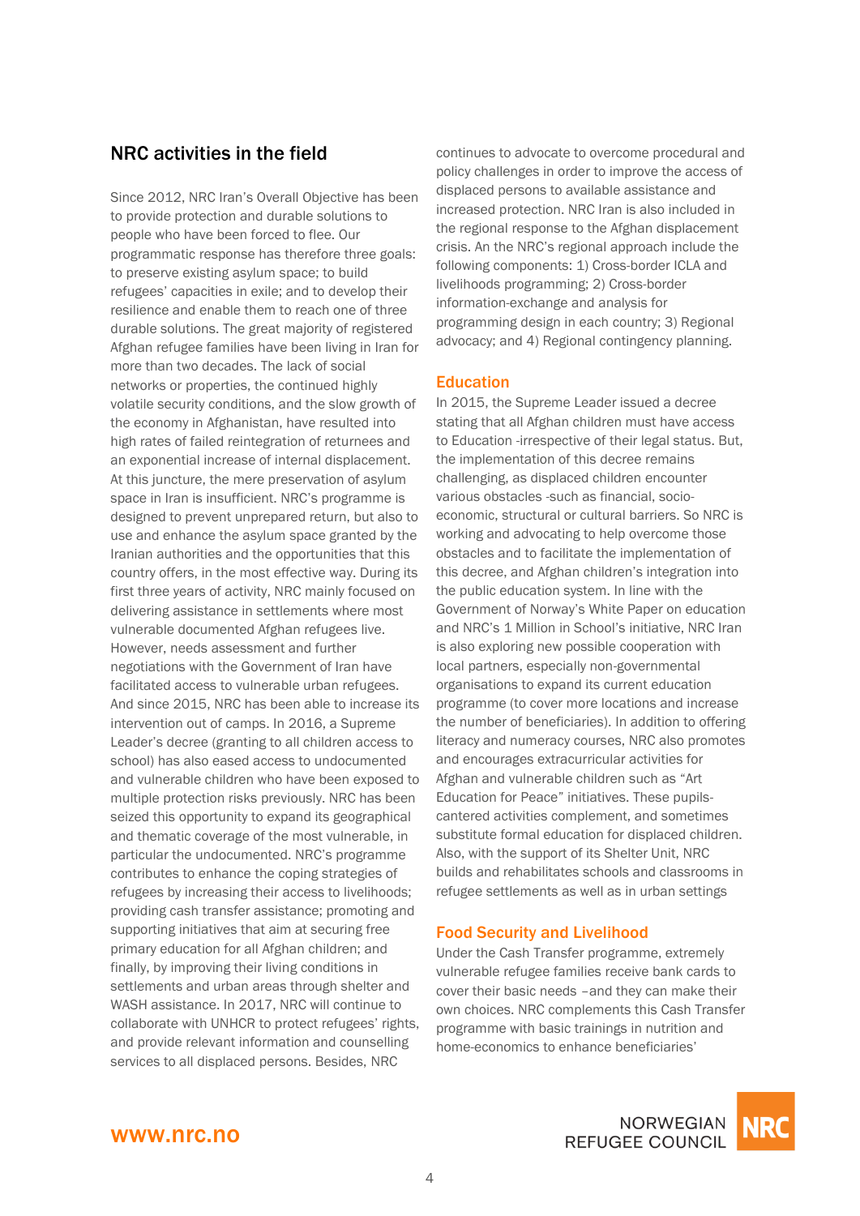## NRC activities in the field

Since 2012, NRC Iran's Overall Objective has been to provide protection and durable solutions to people who have been forced to flee. Our programmatic response has therefore three goals: to preserve existing asylum space; to build refugees' capacities in exile; and to develop their resilience and enable them to reach one of three durable solutions. The great majority of registered Afghan refugee families have been living in Iran for more than two decades. The lack of social networks or properties, the continued highly volatile security conditions, and the slow growth of the economy in Afghanistan, have resulted into high rates of failed reintegration of returnees and an exponential increase of internal displacement. At this juncture, the mere preservation of asylum space in Iran is insufficient. NRC's programme is designed to prevent unprepared return, but also to use and enhance the asylum space granted by the Iranian authorities and the opportunities that this country offers, in the most effective way. During its first three years of activity, NRC mainly focused on delivering assistance in settlements where most vulnerable documented Afghan refugees live. However, needs assessment and further negotiations with the Government of Iran have facilitated access to vulnerable urban refugees. And since 2015, NRC has been able to increase its intervention out of camps. In 2016, a Supreme Leader's decree (granting to all children access to school) has also eased access to undocumented and vulnerable children who have been exposed to multiple protection risks previously. NRC has been seized this opportunity to expand its geographical and thematic coverage of the most vulnerable, in particular the undocumented. NRC's programme contributes to enhance the coping strategies of refugees by increasing their access to livelihoods; providing cash transfer assistance; promoting and supporting initiatives that aim at securing free primary education for all Afghan children; and finally, by improving their living conditions in settlements and urban areas through shelter and WASH assistance. In 2017, NRC will continue to collaborate with UNHCR to protect refugees' rights, and provide relevant information and counselling services to all displaced persons. Besides, NRC continues to advocate to overcome procedural and policy challenges in order to improve the access of displaced persons to available assistance and increased protection. NRC Iran is also included in the regional response to the Afghan displacement crisis. An the NRC's regional approach include the following components: 1) Cross-border ICLA and livelihoods programming; 2) Cross-border information-exchange and analysis for programming design in each country; 3) Regional advocacy; and 4) Regional contingency planning.

### Education

In 2015, the Supreme Leader issued a decree stating that all Afghan children must have access to Education -irrespective of their legal status. But, the implementation of this decree remains challenging, as displaced children encounter various obstacles -such as financial, socio-economic, structural or cultural barriers. So NRC is working and advocating to help overcome those obstacles and to facilitate the implementation of this decree, and Afghan children's integration into the public education system. In line with the Government of Norway's White Paper on education and NRC's 1 Million in School's initiative, NRC Iran is also exploring new possible cooperation with local partners, especially non-governmental organisations to expand its current education programme (to cover more locations and increase the number of beneficiaries). In addition to offering literacy and numeracy courses, NRC also promotes and encourages extracurricular activities for Afghan and vulnerable children such as "Art Education for Peace" initiatives. These pupils-cantered activities complement, and sometimes substitute formal education for displaced children. Also, with the support of its Shelter Unit, NRC builds and rehabilitates schools and classrooms in refugee settlements as well as in urban settings

### Food Security and Livelihood

Under the Cash Transfer programme, extremely vulnerable refugee families receive bank cards to cover their basic needs –and they can make their own choices. NRC complements this Cash Transfer programme with basic trainings in nutrition and home-economics to enhance beneficiaries'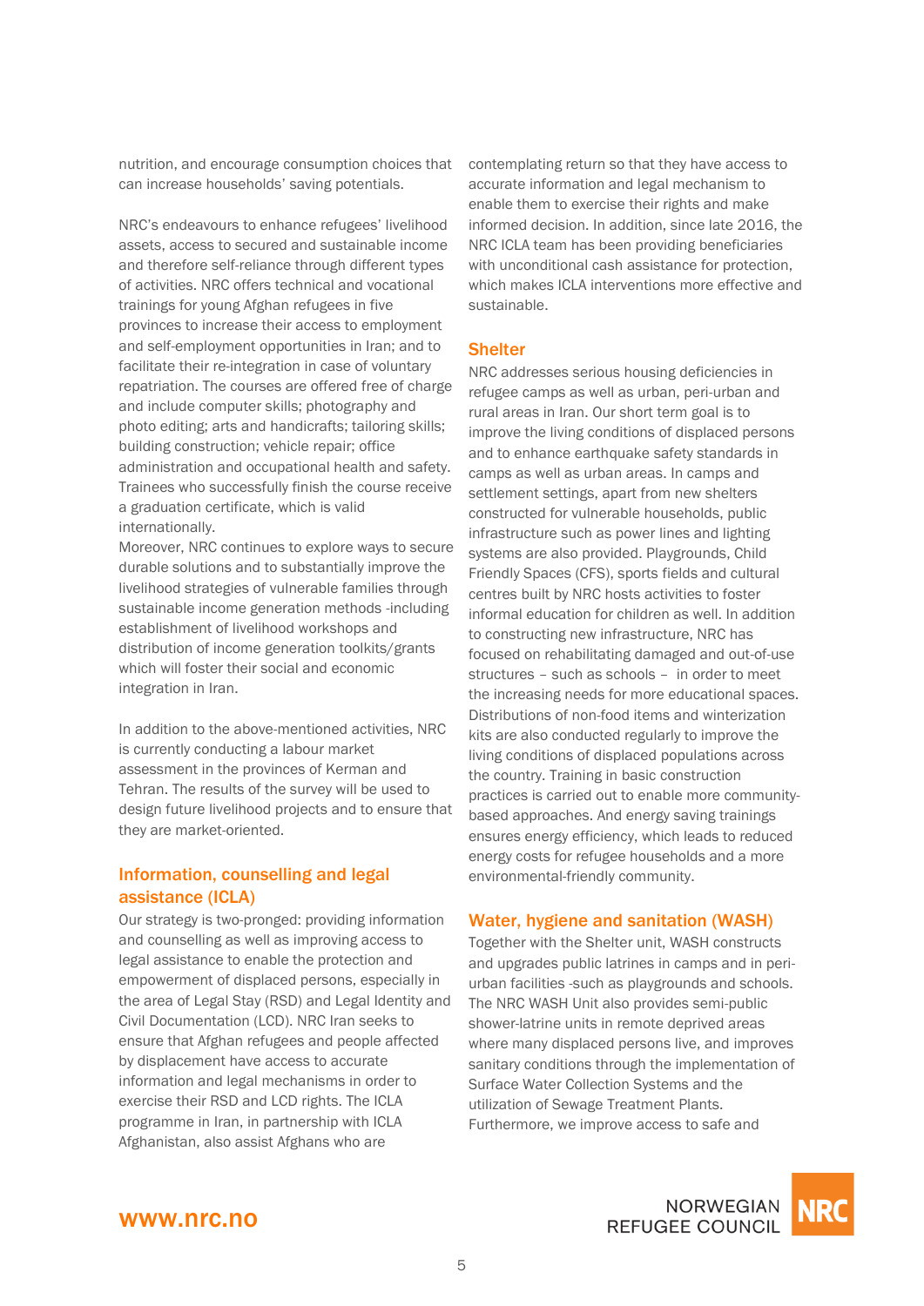nutrition, and encourage consumption choices that can increase households' saving potentials.

NRC's endeavours to enhance refugees' livelihood assets, access to secured and sustainable income and therefore self-reliance through different types of activities. NRC offers technical and vocational trainings for young Afghan refugees in five provinces to increase their access to employment and self-employment opportunities in Iran; and to facilitate their re-integration in case of voluntary repatriation. The courses are offered free of charge and include computer skills; photography and photo editing; arts and handicrafts; tailoring skills; building construction; vehicle repair; office administration and occupational health and safety. Trainees who successfully finish the course receive a graduation certificate, which is valid internationally.
Moreover, NRC continues to explore ways to secure durable solutions and to substantially improve the livelihood strategies of vulnerable families through sustainable income generation methods -including establishment of livelihood workshops and distribution of income generation toolkits/grants which will foster their social and economic integration in Iran.

In addition to the above-mentioned activities, NRC is currently conducting a labour market assessment in the provinces of Kerman and Tehran. The results of the survey will be used to design future livelihood projects and to ensure that they are market-oriented.

## Information, counselling and legal assistance (ICLA)

Our strategy is two-pronged: providing information and counselling as well as improving access to legal assistance to enable the protection and empowerment of displaced persons, especially in the area of Legal Stay (RSD) and Legal Identity and Civil Documentation (LCD). NRC Iran seeks to ensure that Afghan refugees and people affected by displacement have access to accurate information and legal mechanisms in order to exercise their RSD and LCD rights. The ICLA programme in Iran, in partnership with ICLA Afghanistan, also assist Afghans who are contemplating return so that they have access to accurate information and legal mechanism to enable them to exercise their rights and make informed decision. In addition, since late 2016, the NRC ICLA team has been providing beneficiaries with unconditional cash assistance for protection, which makes ICLA interventions more effective and sustainable.

## Shelter

NRC addresses serious housing deficiencies in refugee camps as well as urban, peri-urban and rural areas in Iran. Our short term goal is to improve the living conditions of displaced persons and to enhance earthquake safety standards in camps as well as urban areas. In camps and settlement settings, apart from new shelters constructed for vulnerable households, public infrastructure such as power lines and lighting systems are also provided. Playgrounds, Child Friendly Spaces (CFS), sports fields and cultural centres built by NRC hosts activities to foster informal education for children as well. In addition to constructing new infrastructure, NRC has focused on rehabilitating damaged and out-of-use structures – such as schools – in order to meet the increasing needs for more educational spaces. Distributions of non-food items and winterization kits are also conducted regularly to improve the living conditions of displaced populations across the country. Training in basic construction practices is carried out to enable more community-based approaches. And energy saving trainings ensures energy efficiency, which leads to reduced energy costs for refugee households and a more environmental-friendly community.

## Water, hygiene and sanitation (WASH)

Together with the Shelter unit, WASH constructs and upgrades public latrines in camps and in peri-urban facilities -such as playgrounds and schools. The NRC WASH Unit also provides semi-public shower-latrine units in remote deprived areas where many displaced persons live, and improves sanitary conditions through the implementation of Surface Water Collection Systems and the utilization of Sewage Treatment Plants. Furthermore, we improve access to safe and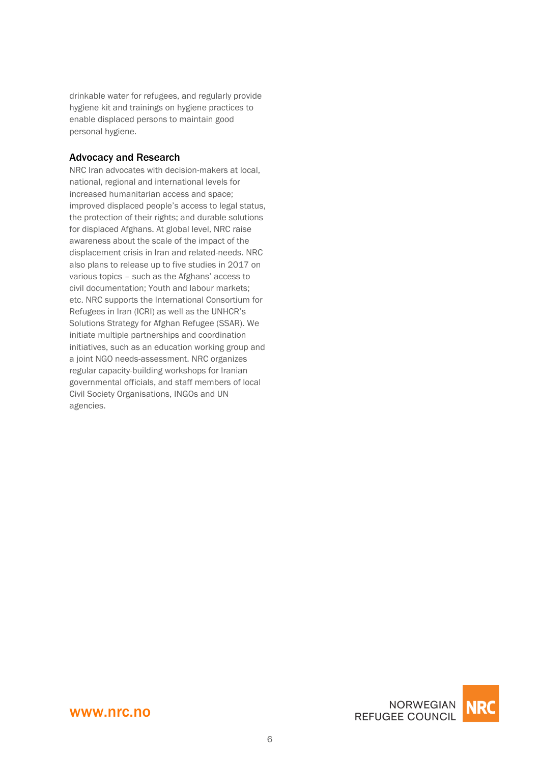drinkable water for refugees, and regularly provide hygiene kit and trainings on hygiene practices to enable displaced persons to maintain good personal hygiene.

## Advocacy and Research

NRC Iran advocates with decision-makers at local, national, regional and international levels for increased humanitarian access and space; improved displaced people's access to legal status, the protection of their rights; and durable solutions for displaced Afghans. At global level, NRC raise awareness about the scale of the impact of the displacement crisis in Iran and related-needs. NRC also plans to release up to five studies in 2017 on various topics – such as the Afghans' access to civil documentation; Youth and labour markets; etc. NRC supports the International Consortium for Refugees in Iran (ICRI) as well as the UNHCR's Solutions Strategy for Afghan Refugee (SSAR). We initiate multiple partnerships and coordination initiatives, such as an education working group and a joint NGO needs-assessment. NRC organizes regular capacity-building workshops for Iranian governmental officials, and staff members of local Civil Society Organisations, INGOs and UN agencies.